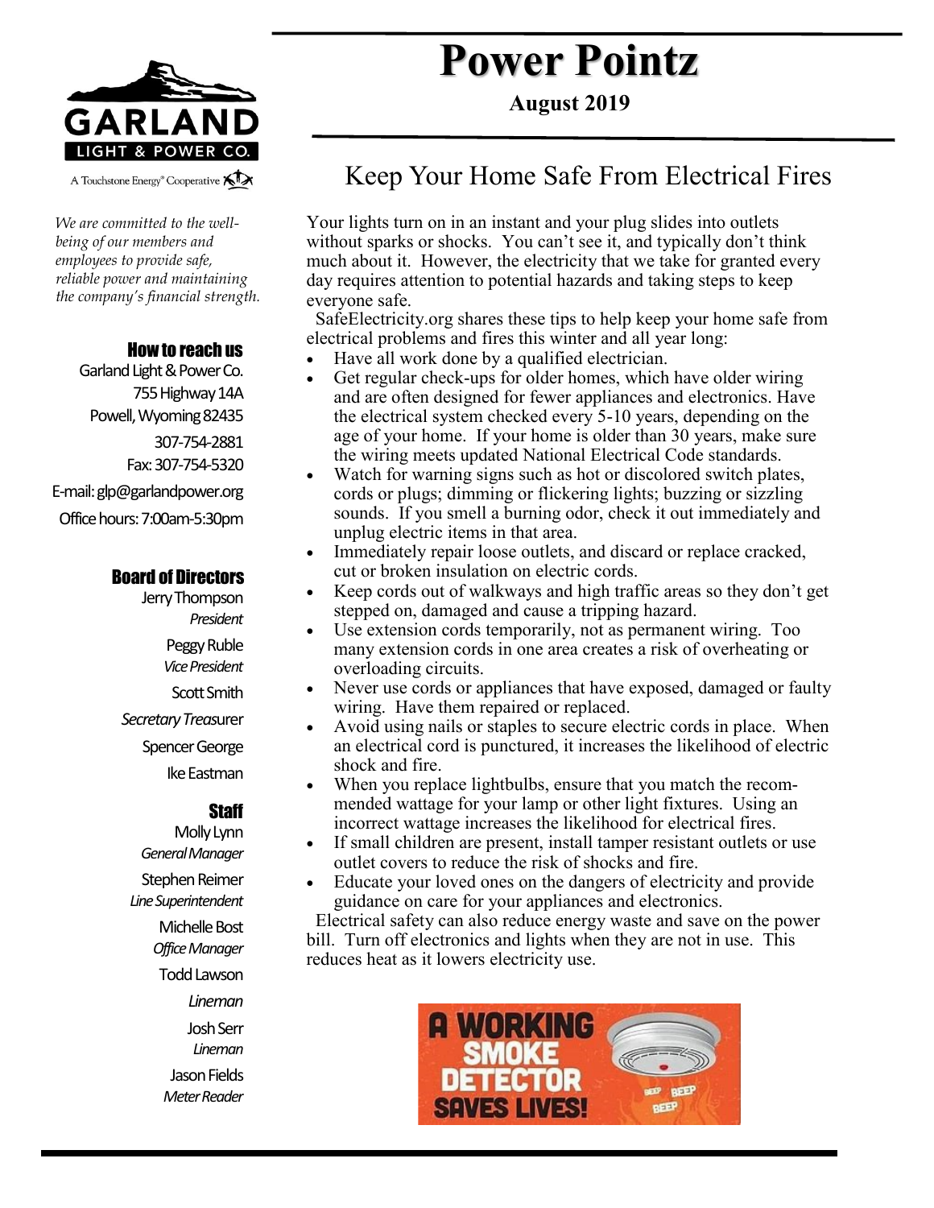GARLAND LIGHT & POWER CO.

A Touchstone Energy® Cooperative

*We are committed to the well-being of our members and employees to provide safe, reliable power and maintaining the company's financial strength.*

### How to reach us

Garland Light & Power Co.
755 Highway 14A
Powell, Wyoming 82435
307-754-2881
Fax: 307-754-5320
E-mail: glp@garlandpower.org
Office hours: 7:00am-5:30pm

### Board of Directors

Jerry Thompson
*President*

Peggy Ruble
*Vice President*

Scott Smith
*Secretary Treasurer*

Spencer George

Ike Eastman

### Staff

Molly Lynn
*General Manager*

Stephen Reimer
*Line Superintendent*

Michelle Bost
*Office Manager*

Todd Lawson
*Lineman*

Josh Serr
*Lineman*

Jason Fields
*Meter Reader*

# Power Pointz

**August 2019**

## Keep Your Home Safe From Electrical Fires

Your lights turn on in an instant and your plug slides into outlets without sparks or shocks. You can't see it, and typically don't think much about it. However, the electricity that we take for granted every day requires attention to potential hazards and taking steps to keep everyone safe.

SafeElectricity.org shares these tips to help keep your home safe from electrical problems and fires this winter and all year long:

- Have all work done by a qualified electrician.
- Get regular check-ups for older homes, which have older wiring and are often designed for fewer appliances and electronics. Have the electrical system checked every 5-10 years, depending on the age of your home. If your home is older than 30 years, make sure the wiring meets updated National Electrical Code standards.
- Watch for warning signs such as hot or discolored switch plates, cords or plugs; dimming or flickering lights; buzzing or sizzling sounds. If you smell a burning odor, check it out immediately and unplug electric items in that area.
- Immediately repair loose outlets, and discard or replace cracked, cut or broken insulation on electric cords.
- Keep cords out of walkways and high traffic areas so they don't get stepped on, damaged and cause a tripping hazard.
- Use extension cords temporarily, not as permanent wiring. Too many extension cords in one area creates a risk of overheating or overloading circuits.
- Never use cords or appliances that have exposed, damaged or faulty wiring. Have them repaired or replaced.
- Avoid using nails or staples to secure electric cords in place. When an electrical cord is punctured, it increases the likelihood of electric shock and fire.
- When you replace lightbulbs, ensure that you match the recommended wattage for your lamp or other light fixtures. Using an incorrect wattage increases the likelihood for electrical fires.
- If small children are present, install tamper resistant outlets or use outlet covers to reduce the risk of shocks and fire.
- Educate your loved ones on the dangers of electricity and provide guidance on care for your appliances and electronics.

Electrical safety can also reduce energy waste and save on the power bill. Turn off electronics and lights when they are not in use. This reduces heat as it lowers electricity use.

A WORKING SMOKE DETECTOR SAVES LIVES!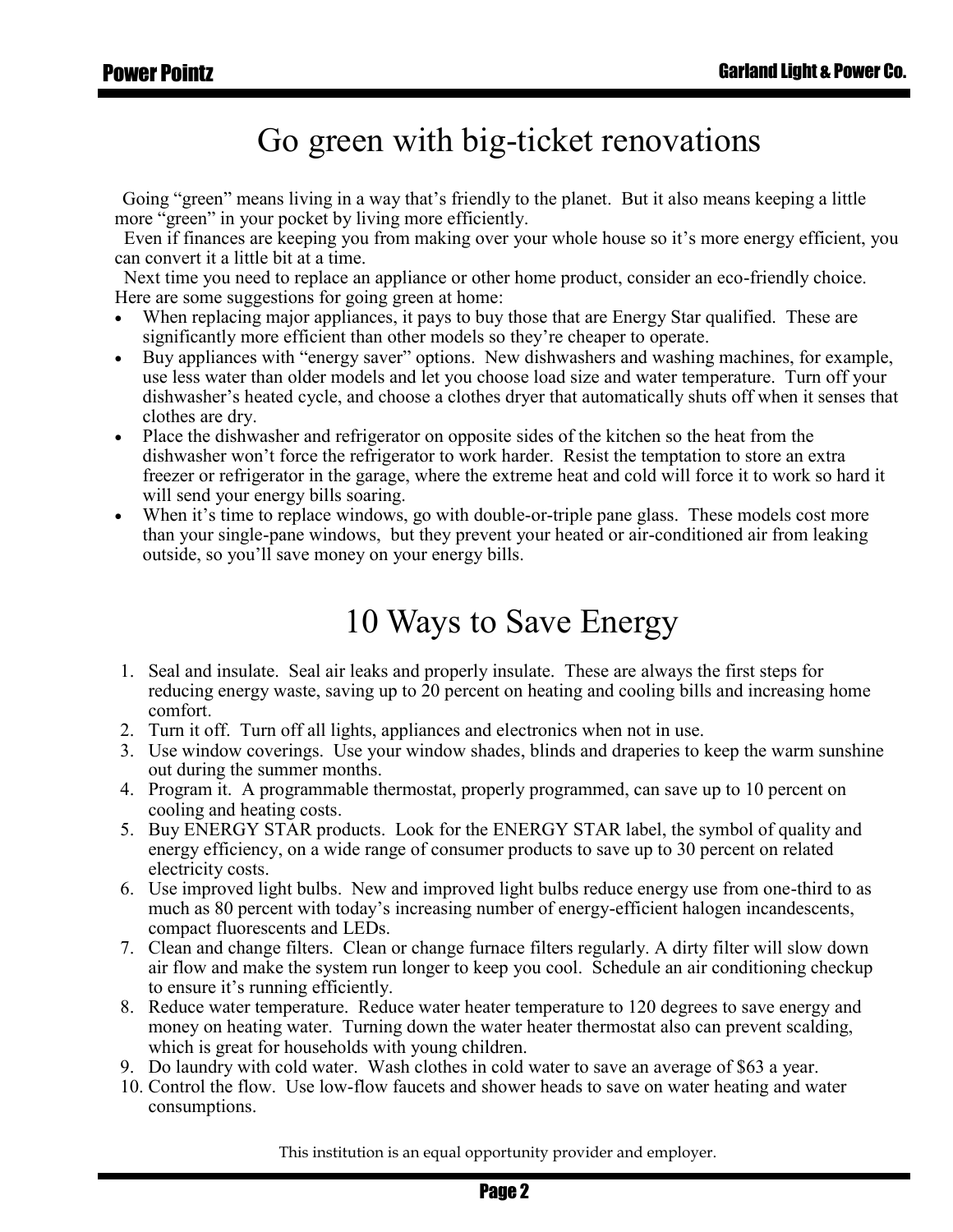# Go green with big-ticket renovations

Going "green" means living in a way that's friendly to the planet. But it also means keeping a little more "green" in your pocket by living more efficiently.

Even if finances are keeping you from making over your whole house so it's more energy efficient, you can convert it a little bit at a time.

Next time you need to replace an appliance or other home product, consider an eco-friendly choice. Here are some suggestions for going green at home:

- When replacing major appliances, it pays to buy those that are Energy Star qualified. These are significantly more efficient than other models so they're cheaper to operate.
- Buy appliances with "energy saver" options. New dishwashers and washing machines, for example, use less water than older models and let you choose load size and water temperature. Turn off your dishwasher's heated cycle, and choose a clothes dryer that automatically shuts off when it senses that clothes are dry.
- Place the dishwasher and refrigerator on opposite sides of the kitchen so the heat from the dishwasher won't force the refrigerator to work harder. Resist the temptation to store an extra freezer or refrigerator in the garage, where the extreme heat and cold will force it to work so hard it will send your energy bills soaring.
- When it's time to replace windows, go with double-or-triple pane glass. These models cost more than your single-pane windows, but they prevent your heated or air-conditioned air from leaking outside, so you'll save money on your energy bills.

# 10 Ways to Save Energy

1. Seal and insulate. Seal air leaks and properly insulate. These are always the first steps for reducing energy waste, saving up to 20 percent on heating and cooling bills and increasing home comfort.
2. Turn it off. Turn off all lights, appliances and electronics when not in use.
3. Use window coverings. Use your window shades, blinds and draperies to keep the warm sunshine out during the summer months.
4. Program it. A programmable thermostat, properly programmed, can save up to 10 percent on cooling and heating costs.
5. Buy ENERGY STAR products. Look for the ENERGY STAR label, the symbol of quality and energy efficiency, on a wide range of consumer products to save up to 30 percent on related electricity costs.
6. Use improved light bulbs. New and improved light bulbs reduce energy use from one-third to as much as 80 percent with today's increasing number of energy-efficient halogen incandescents, compact fluorescents and LEDs.
7. Clean and change filters. Clean or change furnace filters regularly. A dirty filter will slow down air flow and make the system run longer to keep you cool. Schedule an air conditioning checkup to ensure it's running efficiently.
8. Reduce water temperature. Reduce water heater temperature to 120 degrees to save energy and money on heating water. Turning down the water heater thermostat also can prevent scalding, which is great for households with young children.
9. Do laundry with cold water. Wash clothes in cold water to save an average of $63 a year.
10. Control the flow. Use low-flow faucets and shower heads to save on water heating and water consumptions.

This institution is an equal opportunity provider and employer.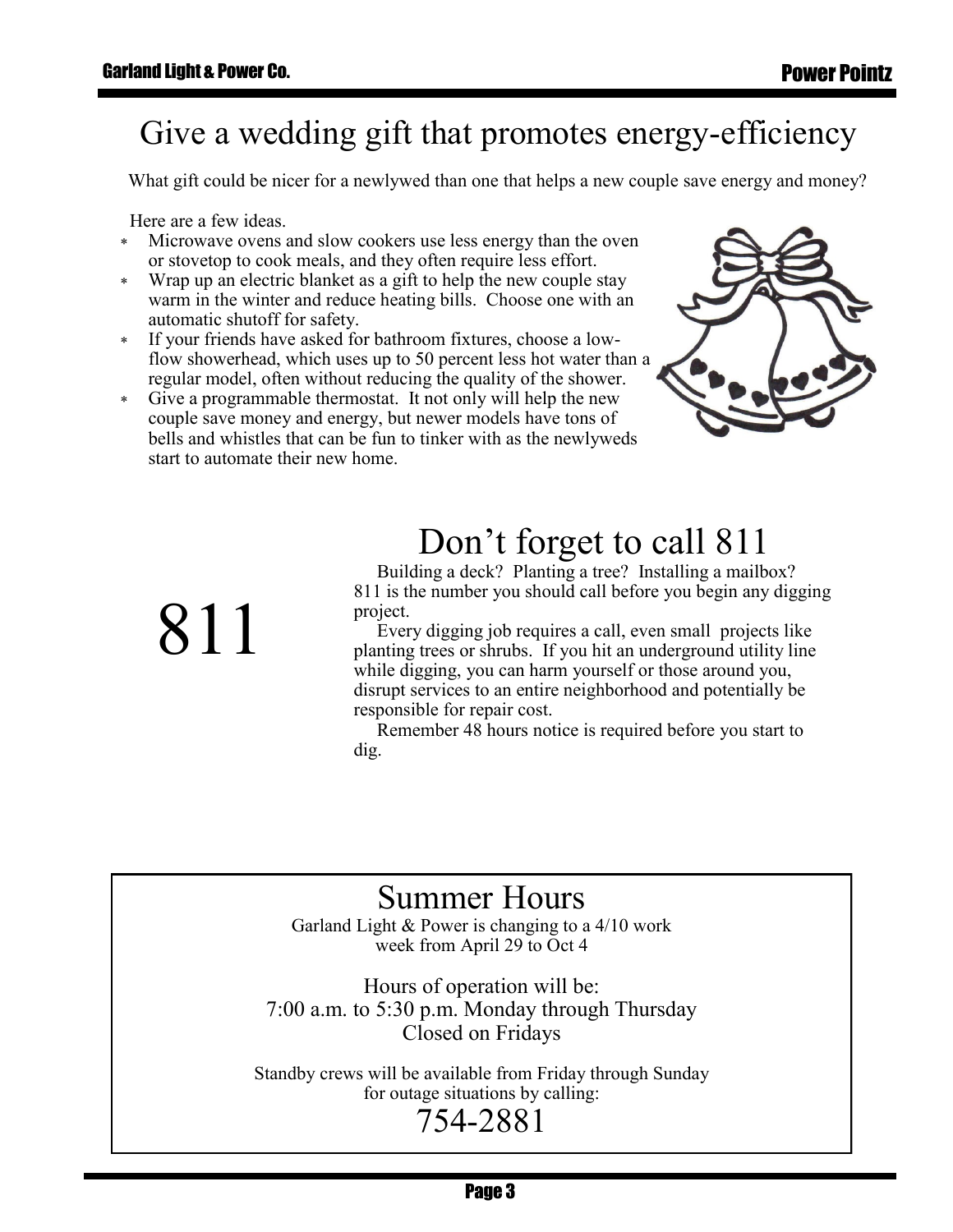# Give a wedding gift that promotes energy-efficiency

What gift could be nicer for a newlywed than one that helps a new couple save energy and money?

Here are a few ideas.

- Microwave ovens and slow cookers use less energy than the oven or stovetop to cook meals, and they often require less effort.
- Wrap up an electric blanket as a gift to help the new couple stay warm in the winter and reduce heating bills. Choose one with an automatic shutoff for safety.
- If your friends have asked for bathroom fixtures, choose a low-flow showerhead, which uses up to 50 percent less hot water than a regular model, often without reducing the quality of the shower.
- Give a programmable thermostat. It not only will help the new couple save money and energy, but newer models have tons of bells and whistles that can be fun to tinker with as the newlyweds start to automate their new home.

# Don't forget to call 811

811

Building a deck? Planting a tree? Installing a mailbox? 811 is the number you should call before you begin any digging project.

Every digging job requires a call, even small projects like planting trees or shrubs. If you hit an underground utility line while digging, you can harm yourself or those around you, disrupt services to an entire neighborhood and potentially be responsible for repair cost.

Remember 48 hours notice is required before you start to dig.

## Summer Hours

Garland Light & Power is changing to a 4/10 work week from April 29 to Oct 4

Hours of operation will be:
7:00 a.m. to 5:30 p.m. Monday through Thursday
Closed on Fridays

Standby crews will be available from Friday through Sunday for outage situations by calling:

754-2881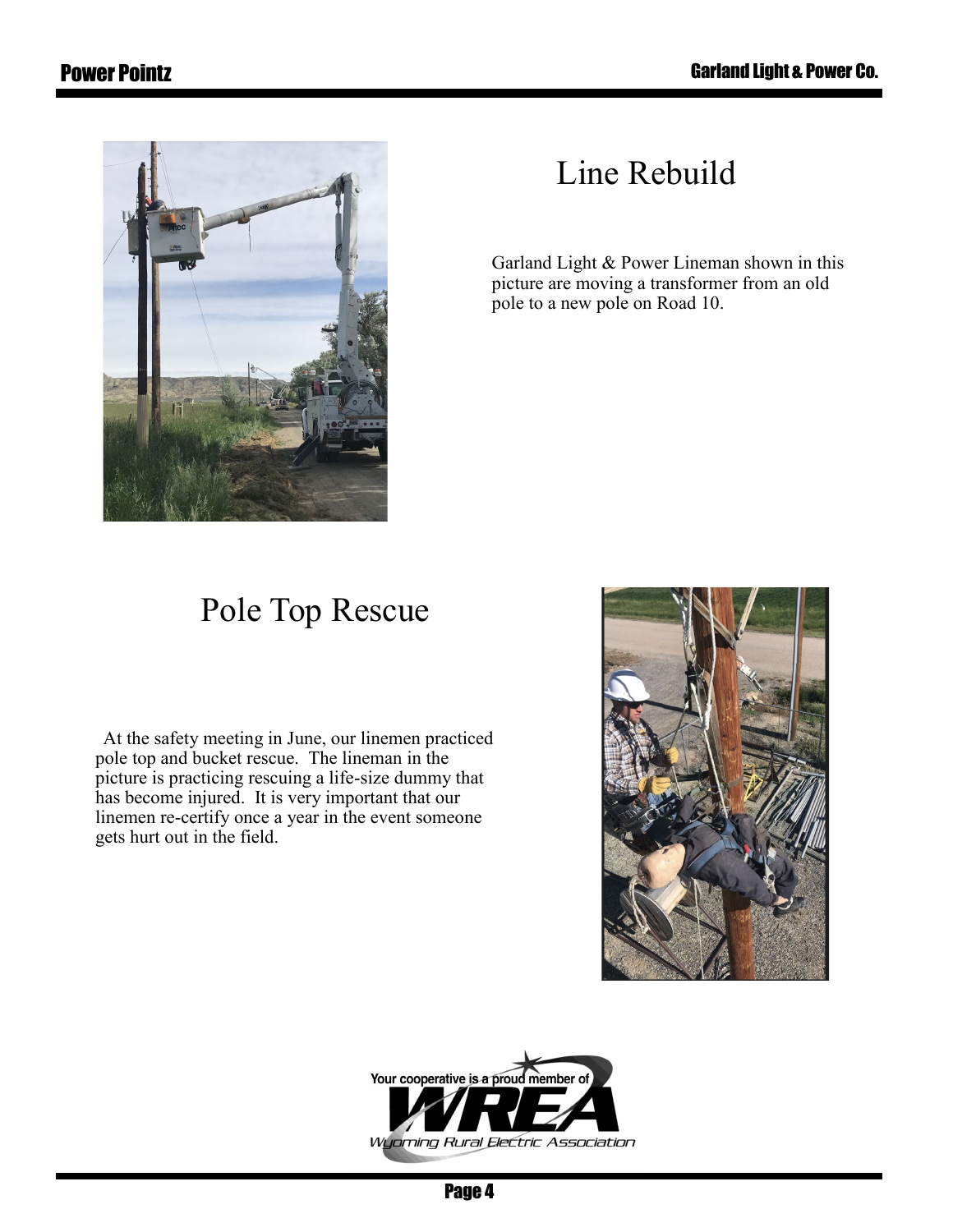# Line Rebuild

Garland Light & Power Lineman shown in this picture are moving a transformer from an old pole to a new pole on Road 10.

# Pole Top Rescue

At the safety meeting in June, our linemen practiced pole top and bucket rescue. The lineman in the picture is practicing rescuing a life-size dummy that has become injured. It is very important that our linemen re-certify once a year in the event someone gets hurt out in the field.

Your cooperative is a proud member of WREA Wyoming Rural Electric Association